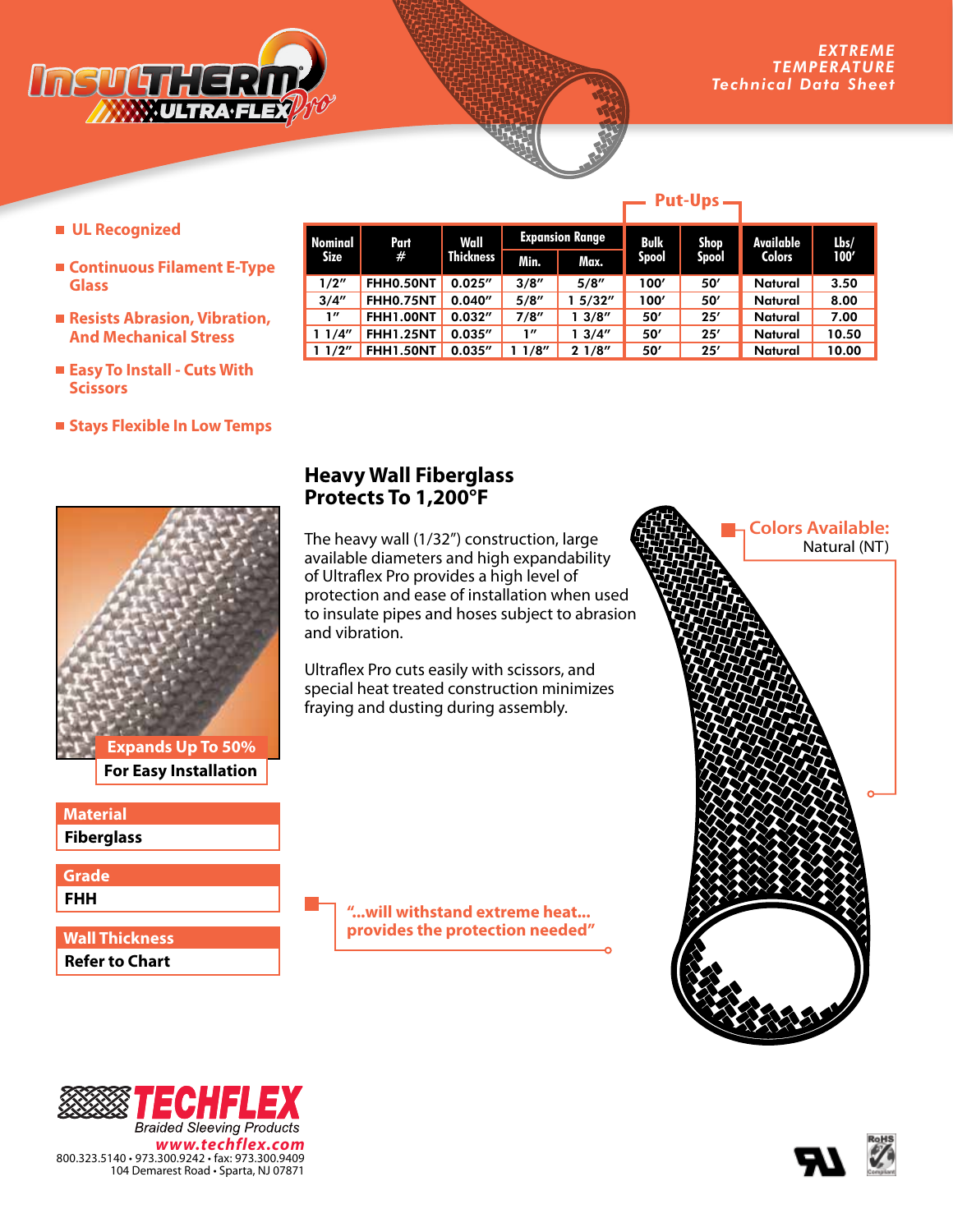# INSULTHERM ULTRA·FLEX Pro

**EXTREME TEMPERATURE Technical Data Sheet**

- UL Recognized
- Continuous Filament E-Type Glass
- Resists Abrasion, Vibration, And Mechanical Stress
- Easy To Install - Cuts With Scissors
- Stays Flexible In Low Temps

| Nominal Size | Part # | Wall Thickness | Expansion Range | | Put-Ups | | Available Colors | Lbs/ 100′ |
|---|---|---|---|---|---|---|---|---|
| | | | Min. | Max. | Bulk Spool | Shop Spool | | |
| 1/2″ | FHH0.50NT | 0.025″ | 3/8″ | 5/8″ | 100′ | 50′ | Natural | 3.50 |
| 3/4″ | FHH0.75NT | 0.040″ | 5/8″ | 1 5/32″ | 100′ | 50′ | Natural | 8.00 |
| 1″ | FHH1.00NT | 0.032″ | 7/8″ | 1 3/8″ | 50′ | 25′ | Natural | 7.00 |
| 1 1/4″ | FHH1.25NT | 0.035″ | 1″ | 1 3/4″ | 50′ | 25′ | Natural | 10.50 |
| 1 1/2″ | FHH1.50NT | 0.035″ | 1 1/8″ | 2 1/8″ | 50′ | 25′ | Natural | 10.00 |

## Heavy Wall Fiberglass Protects To 1,200°F

The heavy wall (1/32") construction, large available diameters and high expandability of Ultraflex Pro provides a high level of protection and ease of installation when used to insulate pipes and hoses subject to abrasion and vibration.

Ultraflex Pro cuts easily with scissors, and special heat treated construction minimizes fraying and dusting during assembly.

**Colors Available:**
Natural (NT)

**Expands Up To 50%**
**For Easy Installation**

**Material**
**Fiberglass**

**Grade**
**FHH**

**Wall Thickness**
**Refer to Chart**

**"...will withstand extreme heat... provides the protection needed"**

**TECHFLEX**
*Braided Sleeving Products*
***www.techflex.com***
800.323.5140 • 973.300.9242 • fax: 973.300.9409
104 Demarest Road • Sparta, NJ 07871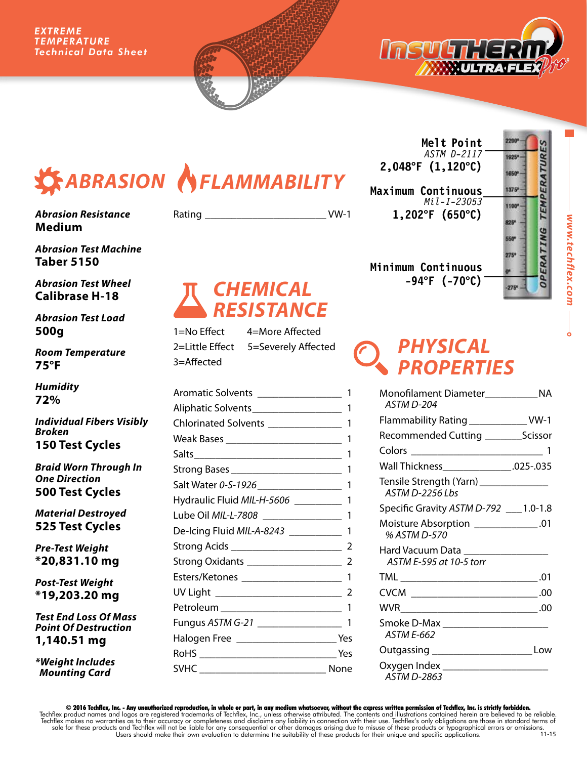*EXTREME TEMPERATURE Technical Data Sheet*

**INSULTHERM ULTRA-FLEX Pro**

Melt Point
*ASTM D-2117*
**2,048°F (1,120°C)**

Maximum Continuous
*Mil-I-23053*
**1,202°F (650°C)**

Minimum Continuous
**-94°F (-70°C)**

OPERATING TEMPERATURES
2200°
1925°
1650°
1375°
1100°
825°
550°
275°
0°
-275°

www.techflex.com

## ABRASION

***Abrasion Resistance***
**Medium**

***Abrasion Test Machine***
**Taber 5150**

***Abrasion Test Wheel***
**Calibrase H-18**

***Abrasion Test Load***
**500g**

***Room Temperature***
**75°F**

***Humidity***
**72%**

***Individual Fibers Visibly Broken***
**150 Test Cycles**

***Braid Worn Through In One Direction***
**500 Test Cycles**

***Material Destroyed***
**525 Test Cycles**

***Pre-Test Weight***
**\*20,831.10 mg**

***Post-Test Weight***
**\*19,203.20 mg**

***Test End Loss Of Mass Point Of Destruction***
**1,140.51 mg**

***\*Weight Includes Mounting Card***

## FLAMMABILITY

| | |
|---|---|
| Rating | VW-1 |

## CHEMICAL RESISTANCE

1=No Effect
2=Little Effect
3=Affected
4=More Affected
5=Severely Affected

| | |
|---|---|
| Aromatic Solvents | 1 |
| Aliphatic Solvents | 1 |
| Chlorinated Solvents | 1 |
| Weak Bases | 1 |
| Salts | 1 |
| Strong Bases | 1 |
| Salt Water *0-S-1926* | 1 |
| Hydraulic Fluid *MIL-H-5606* | 1 |
| Lube Oil *MIL-L-7808* | 1 |
| De-Icing Fluid *MIL-A-8243* | 1 |
| Strong Acids | 2 |
| Strong Oxidants | 2 |
| Esters/Ketones | 1 |
| UV Light | 2 |
| Petroleum | 1 |
| Fungus *ASTM G-21* | 1 |
| Halogen Free | Yes |
| RoHS | Yes |
| SVHC | None |

## PHYSICAL PROPERTIES

| | |
|---|---|
| Monofilament Diameter *ASTM D-204* | NA |
| Flammability Rating | VW-1 |
| Recommended Cutting | Scissor |
| Colors | 1 |
| Wall Thickness | .025-.035 |
| Tensile Strength (Yarn) *ASTM D-2256 Lbs* | |
| Specific Gravity *ASTM D-792* | 1.0-1.8 |
| Moisture Absorption *% ASTM D-570* | .01 |
| Hard Vacuum Data *ASTM E-595 at 10-5 torr* | |
| TML | .01 |
| CVCM | .00 |
| WVR | .00 |
| Smoke D-Max *ASTM E-662* | |
| Outgassing | Low |
| Oxygen Index *ASTM D-2863* | |

**© 2016 Techflex, Inc. - Any unauthorized reproduction, in whole or part, in any medium whatsoever, without the express written permission of Techflex, Inc. is strictly forbidden.**
Techflex product names and logos are registered trademarks of Techflex, Inc., unless otherwise attributed. The contents and illustrations contained herein are believed to be reliable. Techflex makes no warranties as to their accuracy or completeness and disclaims any liability in connection with their use. Techflex's only obligations are those in standard terms of sale for these products and Techflex will not be liable for any consequential or other damages arising due to misuse of these products or typographical errors or omissions. Users should make their own evaluation to determine the suitability of these products for their unique and specific applications.
11-15